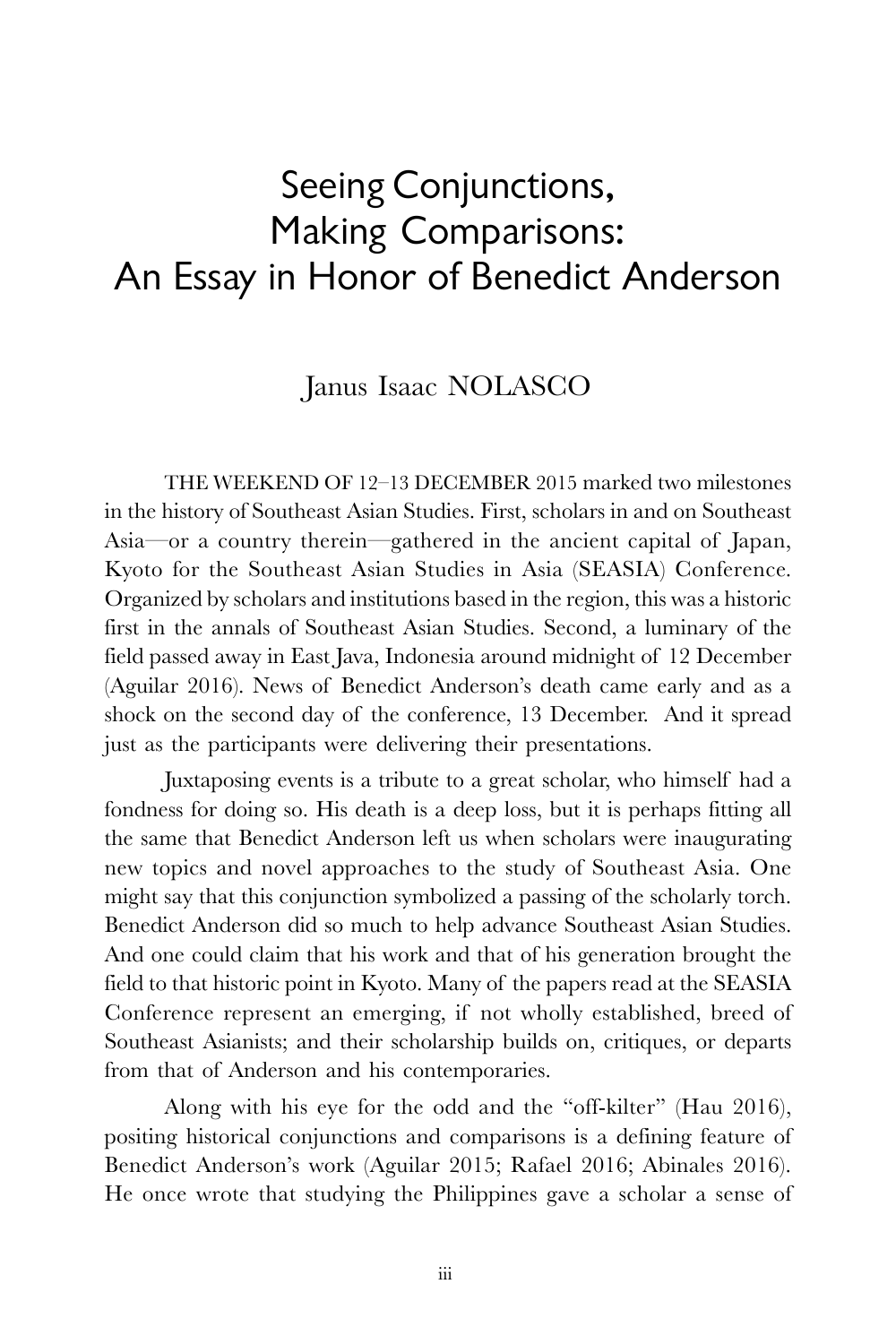# Seeing Conjunctions, Making Comparisons: An Essay in Honor of Benedict Anderson

Janus Isaac NOLASCO

THE WEEKEND OF 12–13 DECEMBER 2015 marked two milestones in the history of Southeast Asian Studies. First, scholars in and on Southeast Asia—or a country therein—gathered in the ancient capital of Japan, Kyoto for the Southeast Asian Studies in Asia (SEASIA) Conference. Organized by scholars and institutions based in the region, this was a historic first in the annals of Southeast Asian Studies. Second, a luminary of the field passed away in East Java, Indonesia around midnight of 12 December (Aguilar 2016). News of Benedict Anderson's death came early and as a shock on the second day of the conference, 13 December. And it spread just as the participants were delivering their presentations.

Juxtaposing events is a tribute to a great scholar, who himself had a fondness for doing so. His death is a deep loss, but it is perhaps fitting all the same that Benedict Anderson left us when scholars were inaugurating new topics and novel approaches to the study of Southeast Asia. One might say that this conjunction symbolized a passing of the scholarly torch. Benedict Anderson did so much to help advance Southeast Asian Studies. And one could claim that his work and that of his generation brought the field to that historic point in Kyoto. Many of the papers read at the SEASIA Conference represent an emerging, if not wholly established, breed of Southeast Asianists; and their scholarship builds on, critiques, or departs from that of Anderson and his contemporaries.

Along with his eye for the odd and the "off-kilter" (Hau 2016), positing historical conjunctions and comparisons is a defining feature of Benedict Anderson's work (Aguilar 2015; Rafael 2016; Abinales 2016). He once wrote that studying the Philippines gave a scholar a sense of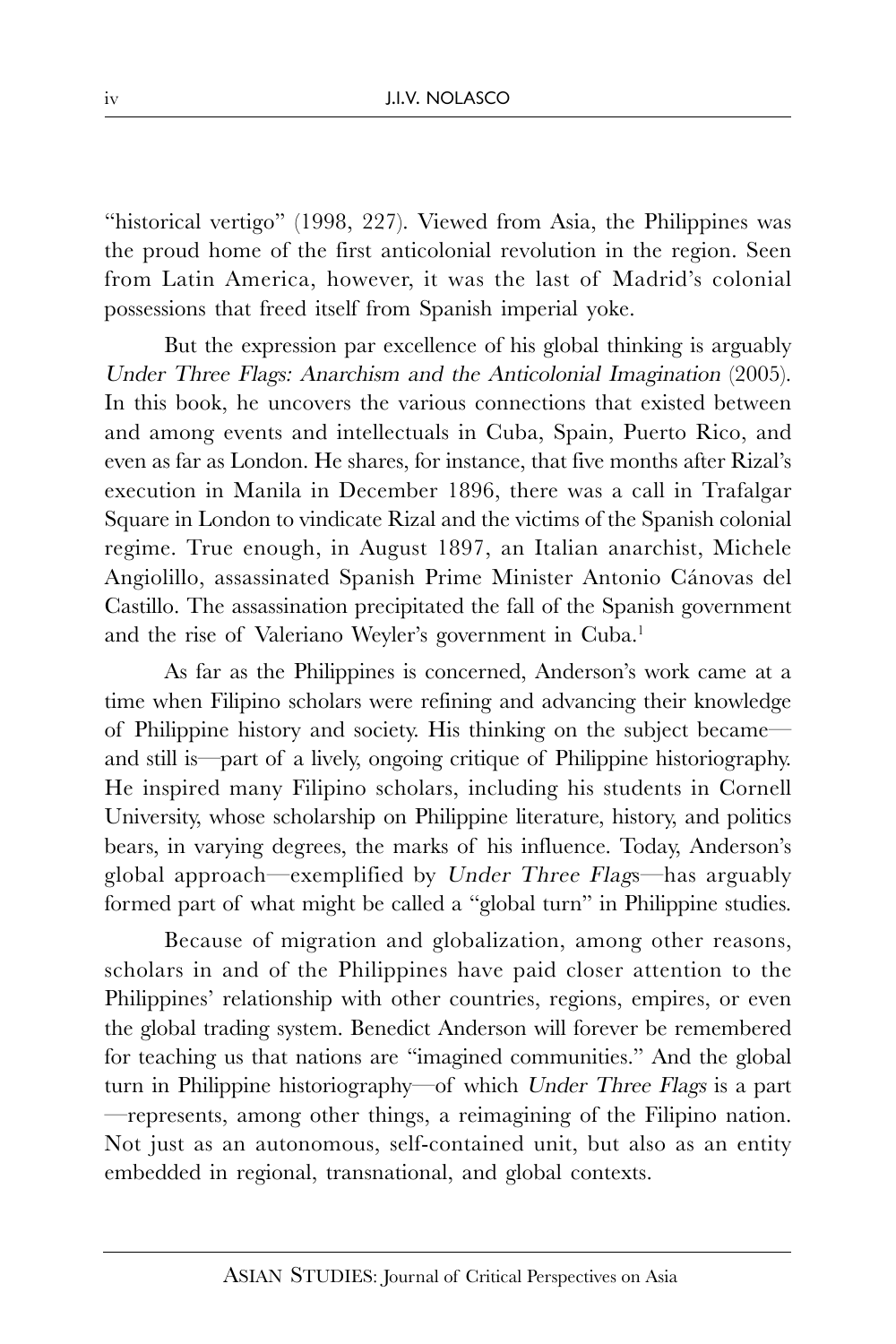"historical vertigo" (1998, 227). Viewed from Asia, the Philippines was the proud home of the first anticolonial revolution in the region. Seen from Latin America, however, it was the last of Madrid's colonial possessions that freed itself from Spanish imperial yoke.

But the expression par excellence of his global thinking is arguably *Under Three Flags: Anarchism and the Anticolonial Imagination* (2005). In this book, he uncovers the various connections that existed between and among events and intellectuals in Cuba, Spain, Puerto Rico, and even as far as London. He shares, for instance, that five months after Rizal's execution in Manila in December 1896, there was a call in Trafalgar Square in London to vindicate Rizal and the victims of the Spanish colonial regime. True enough, in August 1897, an Italian anarchist, Michele Angiolillo, assassinated Spanish Prime Minister Antonio Cánovas del Castillo. The assassination precipitated the fall of the Spanish government and the rise of Valeriano Weyler's government in Cuba.[1]

As far as the Philippines is concerned, Anderson's work came at a time when Filipino scholars were refining and advancing their knowledge of Philippine history and society. His thinking on the subject became—and still is—part of a lively, ongoing critique of Philippine historiography. He inspired many Filipino scholars, including his students in Cornell University, whose scholarship on Philippine literature, history, and politics bears, in varying degrees, the marks of his influence. Today, Anderson's global approach—exemplified by *Under Three Flags*—has arguably formed part of what might be called a "global turn" in Philippine studies.

Because of migration and globalization, among other reasons, scholars in and of the Philippines have paid closer attention to the Philippines' relationship with other countries, regions, empires, or even the global trading system. Benedict Anderson will forever be remembered for teaching us that nations are "imagined communities." And the global turn in Philippine historiography—of which *Under Three Flags* is a part—represents, among other things, a reimagining of the Filipino nation. Not just as an autonomous, self-contained unit, but also as an entity embedded in regional, transnational, and global contexts.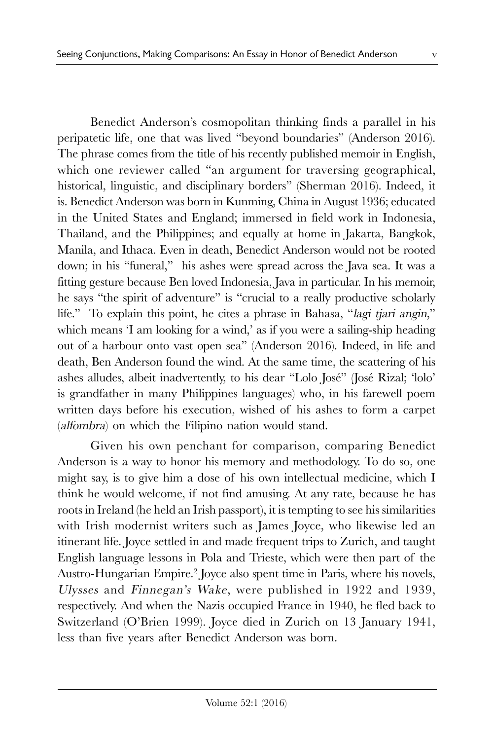Benedict Anderson's cosmopolitan thinking finds a parallel in his peripatetic life, one that was lived "beyond boundaries" (Anderson 2016). The phrase comes from the title of his recently published memoir in English, which one reviewer called "an argument for traversing geographical, historical, linguistic, and disciplinary borders" (Sherman 2016). Indeed, it is. Benedict Anderson was born in Kunming, China in August 1936; educated in the United States and England; immersed in field work in Indonesia, Thailand, and the Philippines; and equally at home in Jakarta, Bangkok, Manila, and Ithaca. Even in death, Benedict Anderson would not be rooted down; in his "funeral," his ashes were spread across the Java sea. It was a fitting gesture because Ben loved Indonesia, Java in particular. In his memoir, he says "the spirit of adventure" is "crucial to a really productive scholarly life." To explain this point, he cites a phrase in Bahasa, "*lagi tjari angin*," which means 'I am looking for a wind,' as if you were a sailing-ship heading out of a harbour onto vast open sea" (Anderson 2016). Indeed, in life and death, Ben Anderson found the wind. At the same time, the scattering of his ashes alludes, albeit inadvertently, to his dear "Lolo José" (José Rizal; 'lolo' is grandfather in many Philippines languages) who, in his farewell poem written days before his execution, wished of his ashes to form a carpet (*alfombra*) on which the Filipino nation would stand.

Given his own penchant for comparison, comparing Benedict Anderson is a way to honor his memory and methodology. To do so, one might say, is to give him a dose of his own intellectual medicine, which I think he would welcome, if not find amusing. At any rate, because he has roots in Ireland (he held an Irish passport), it is tempting to see his similarities with Irish modernist writers such as James Joyce, who likewise led an itinerant life. Joyce settled in and made frequent trips to Zurich, and taught English language lessons in Pola and Trieste, which were then part of the Austro-Hungarian Empire.[2] Joyce also spent time in Paris, where his novels, *Ulysses* and *Finnegan's Wake*, were published in 1922 and 1939, respectively. And when the Nazis occupied France in 1940, he fled back to Switzerland (O'Brien 1999). Joyce died in Zurich on 13 January 1941, less than five years after Benedict Anderson was born.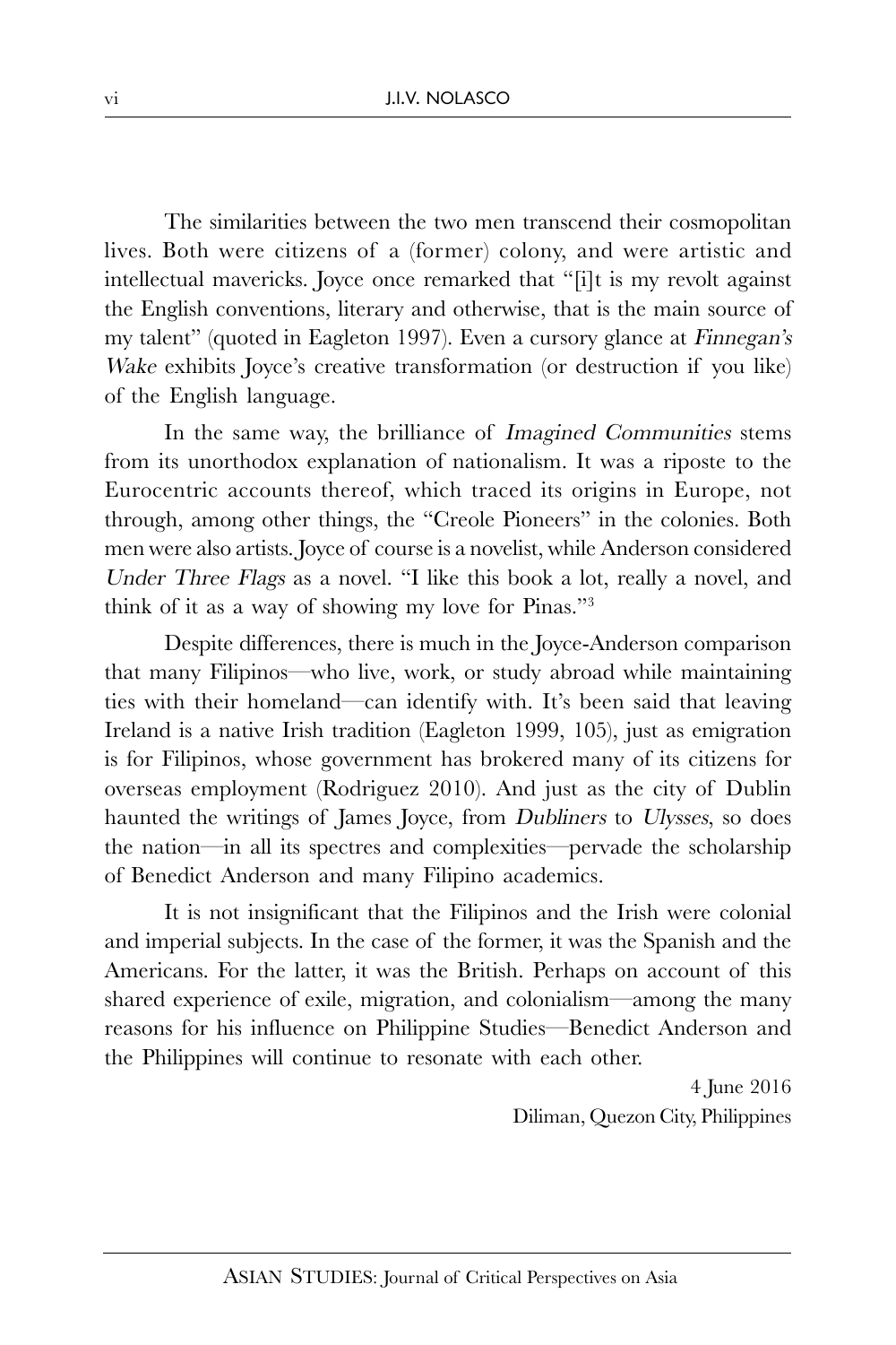The similarities between the two men transcend their cosmopolitan lives. Both were citizens of a (former) colony, and were artistic and intellectual mavericks. Joyce once remarked that "[i]t is my revolt against the English conventions, literary and otherwise, that is the main source of my talent" (quoted in Eagleton 1997). Even a cursory glance at *Finnegan's Wake* exhibits Joyce's creative transformation (or destruction if you like) of the English language.

In the same way, the brilliance of *Imagined Communities* stems from its unorthodox explanation of nationalism. It was a riposte to the Eurocentric accounts thereof, which traced its origins in Europe, not through, among other things, the "Creole Pioneers" in the colonies. Both men were also artists. Joyce of course is a novelist, while Anderson considered *Under Three Flags* as a novel. "I like this book a lot, really a novel, and think of it as a way of showing my love for Pinas."[3]

Despite differences, there is much in the Joyce-Anderson comparison that many Filipinos—who live, work, or study abroad while maintaining ties with their homeland—can identify with. It's been said that leaving Ireland is a native Irish tradition (Eagleton 1999, 105), just as emigration is for Filipinos, whose government has brokered many of its citizens for overseas employment (Rodriguez 2010). And just as the city of Dublin haunted the writings of James Joyce, from *Dubliners* to *Ulysses*, so does the nation—in all its spectres and complexities—pervade the scholarship of Benedict Anderson and many Filipino academics.

It is not insignificant that the Filipinos and the Irish were colonial and imperial subjects. In the case of the former, it was the Spanish and the Americans. For the latter, it was the British. Perhaps on account of this shared experience of exile, migration, and colonialism—among the many reasons for his influence on Philippine Studies—Benedict Anderson and the Philippines will continue to resonate with each other.

4 June 2016
Diliman, Quezon City, Philippines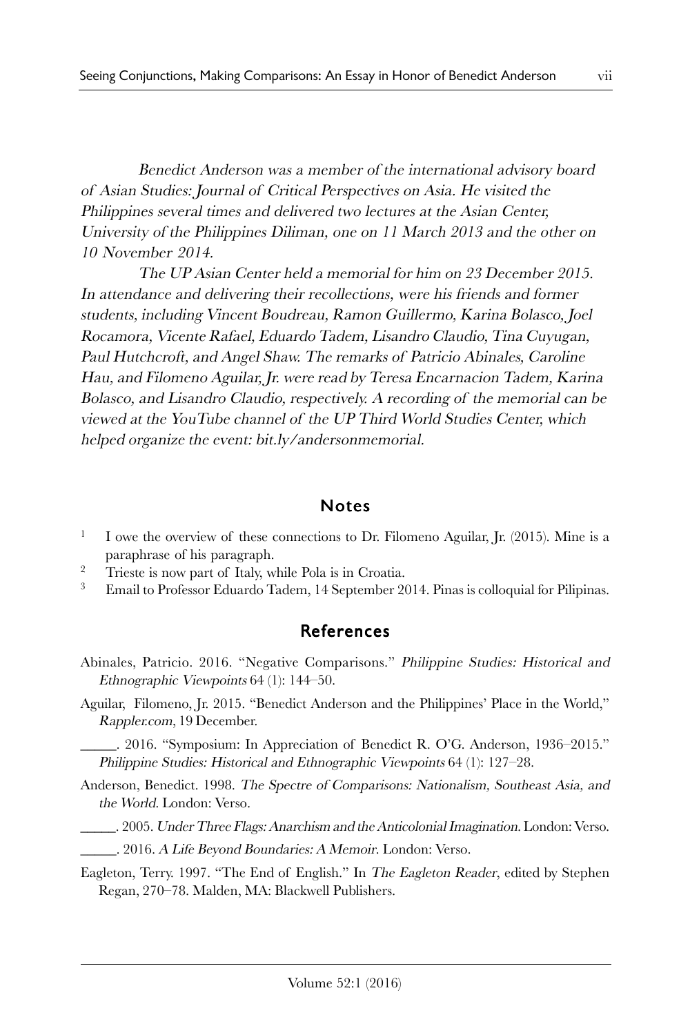*Benedict Anderson was a member of the international advisory board of Asian Studies: Journal of Critical Perspectives on Asia. He visited the Philippines several times and delivered two lectures at the Asian Center, University of the Philippines Diliman, one on 11 March 2013 and the other on 10 November 2014.*

*The UP Asian Center held a memorial for him on 23 December 2015. In attendance and delivering their recollections, were his friends and former students, including Vincent Boudreau, Ramon Guillermo, Karina Bolasco, Joel Rocamora, Vicente Rafael, Eduardo Tadem, Lisandro Claudio, Tina Cuyugan, Paul Hutchcroft, and Angel Shaw. The remarks of Patricio Abinales, Caroline Hau, and Filomeno Aguilar, Jr. were read by Teresa Encarnacion Tadem, Karina Bolasco, and Lisandro Claudio, respectively. A recording of the memorial can be viewed at the YouTube channel of the UP Third World Studies Center, which helped organize the event: bit.ly/andersonmemorial.*

## Notes

1. I owe the overview of these connections to Dr. Filomeno Aguilar, Jr. (2015). Mine is a paraphrase of his paragraph.
2. Trieste is now part of Italy, while Pola is in Croatia.
3. Email to Professor Eduardo Tadem, 14 September 2014. Pinas is colloquial for Pilipinas.

## References

Abinales, Patricio. 2016. "Negative Comparisons." *Philippine Studies: Historical and Ethnographic Viewpoints* 64 (1): 144–50.

Aguilar, Filomeno, Jr. 2015. "Benedict Anderson and the Philippines' Place in the World," *Rappler.com*, 19 December.

_____. 2016. "Symposium: In Appreciation of Benedict R. O'G. Anderson, 1936–2015." *Philippine Studies: Historical and Ethnographic Viewpoints* 64 (1): 127–28.

Anderson, Benedict. 1998. *The Spectre of Comparisons: Nationalism, Southeast Asia, and the World*. London: Verso.

_____. 2005. *Under Three Flags: Anarchism and the Anticolonial Imagination*. London: Verso.

_____. 2016. *A Life Beyond Boundaries: A Memoir*. London: Verso.

Eagleton, Terry. 1997. "The End of English." In *The Eagleton Reader*, edited by Stephen Regan, 270–78. Malden, MA: Blackwell Publishers.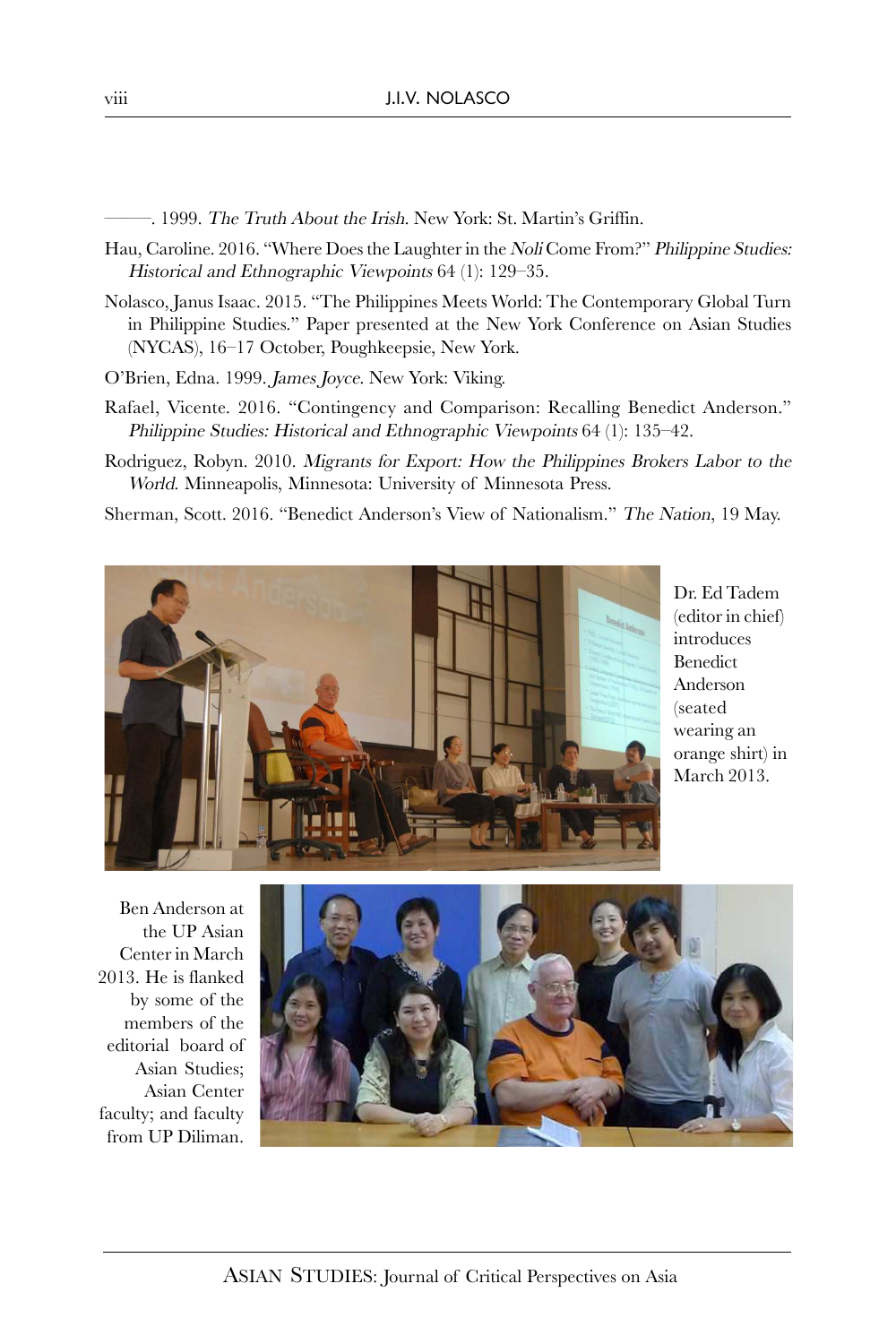———. 1999. *The Truth About the Irish.* New York: St. Martin's Griffin.

Hau, Caroline. 2016. "Where Does the Laughter in the *Noli* Come From?" *Philippine Studies: Historical and Ethnographic Viewpoints* 64 (1): 129–35.

Nolasco, Janus Isaac. 2015. "The Philippines Meets World: The Contemporary Global Turn in Philippine Studies." Paper presented at the New York Conference on Asian Studies (NYCAS), 16–17 October, Poughkeepsie, New York.

O'Brien, Edna. 1999. *James Joyce.* New York: Viking.

Rafael, Vicente. 2016. "Contingency and Comparison: Recalling Benedict Anderson." *Philippine Studies: Historical and Ethnographic Viewpoints* 64 (1): 135–42.

Rodriguez, Robyn. 2010. *Migrants for Export: How the Philippines Brokers Labor to the World.* Minneapolis, Minnesota: University of Minnesota Press.

Sherman, Scott. 2016. "Benedict Anderson's View of Nationalism." *The Nation*, 19 May.

Dr. Ed Tadem (editor in chief) introduces Benedict Anderson (seated wearing an orange shirt) in March 2013.

Ben Anderson at the UP Asian Center in March 2013. He is flanked by some of the members of the editorial board of Asian Studies; Asian Center faculty; and faculty from UP Diliman.